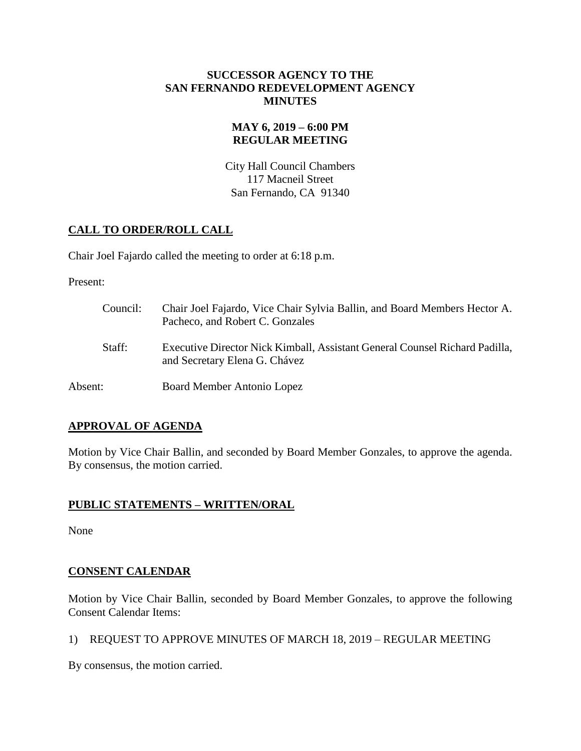# SUCCESSOR AGENCY TO THE SAN FERNANDO REDEVELOPMENT AGENCY MINUTES

## MAY 6, 2019 – 6:00 PM REGULAR MEETING

City Hall Council Chambers
117 Macneil Street
San Fernando, CA 91340

## CALL TO ORDER/ROLL CALL

Chair Joel Fajardo called the meeting to order at 6:18 p.m.

Present:

Council: Chair Joel Fajardo, Vice Chair Sylvia Ballin, and Board Members Hector A. Pacheco, and Robert C. Gonzales

Staff: Executive Director Nick Kimball, Assistant General Counsel Richard Padilla, and Secretary Elena G. Chávez

Absent: Board Member Antonio Lopez

## APPROVAL OF AGENDA

Motion by Vice Chair Ballin, and seconded by Board Member Gonzales, to approve the agenda. By consensus, the motion carried.

## PUBLIC STATEMENTS – WRITTEN/ORAL

None

## CONSENT CALENDAR

Motion by Vice Chair Ballin, seconded by Board Member Gonzales, to approve the following Consent Calendar Items:

1) REQUEST TO APPROVE MINUTES OF MARCH 18, 2019 – REGULAR MEETING

By consensus, the motion carried.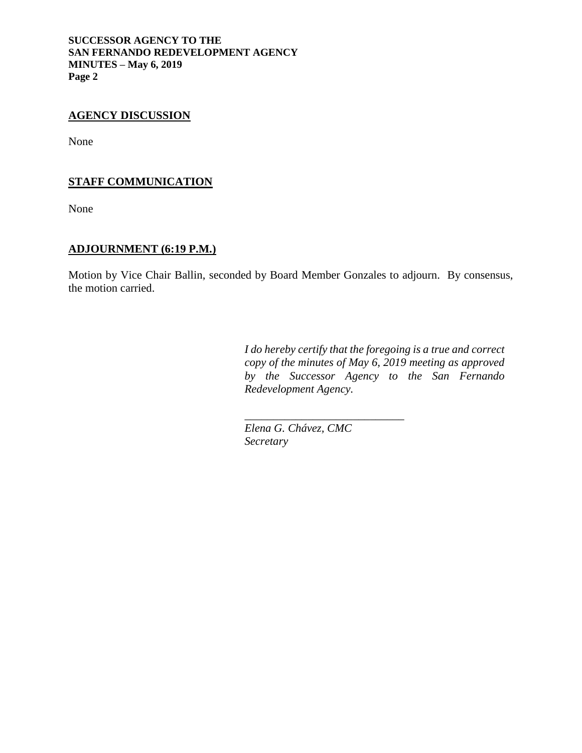## AGENCY DISCUSSION

None

## STAFF COMMUNICATION

None

## ADJOURNMENT (6:19 P.M.)

Motion by Vice Chair Ballin, seconded by Board Member Gonzales to adjourn. By consensus, the motion carried.

*I do hereby certify that the foregoing is a true and correct copy of the minutes of May 6, 2019 meeting as approved by the Successor Agency to the San Fernando Redevelopment Agency.*

\_\_\_\_\_\_\_\_\_\_\_\_\_\_\_\_\_\_\_\_\_\_\_\_\_\_\_\_

*Elena G. Chávez, CMC*
*Secretary*